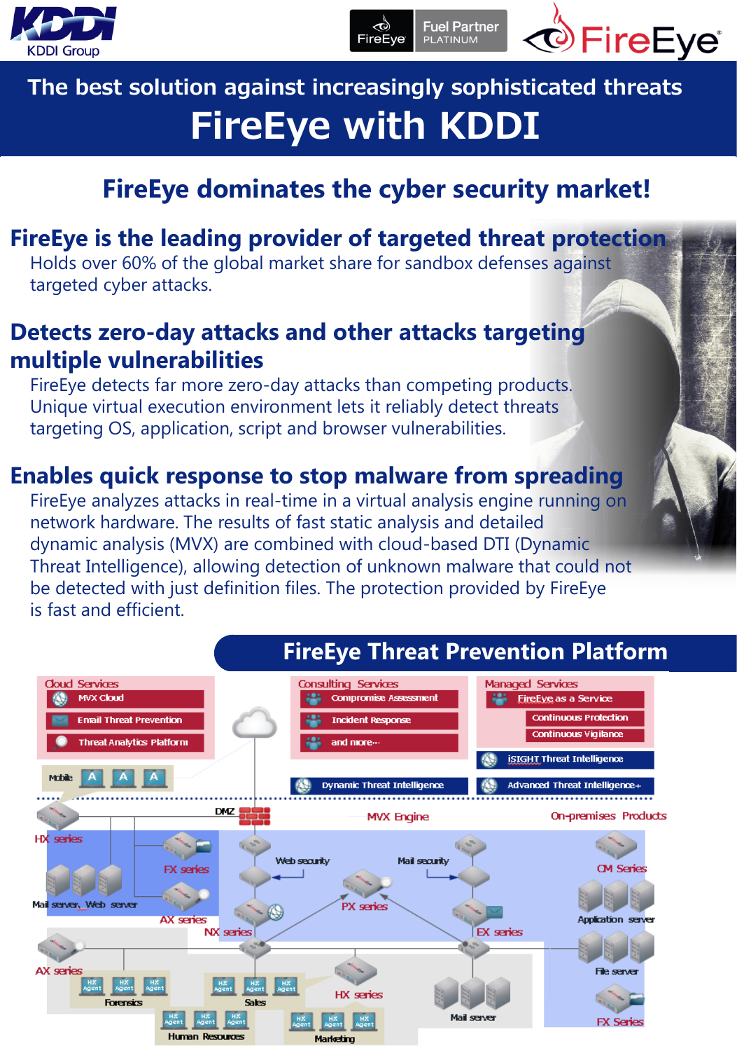KDDI Group

FireEye Fuel Partner PLATINUM

FireEye

# The best solution against increasingly sophisticated threats

# FireEye with KDDI

## FireEye dominates the cyber security market!

### FireEye is the leading provider of targeted threat protection

Holds over 60% of the global market share for sandbox defenses against targeted cyber attacks.

### Detects zero-day attacks and other attacks targeting multiple vulnerabilities

FireEye detects far more zero-day attacks than competing products. Unique virtual execution environment lets it reliably detect threats targeting OS, application, script and browser vulnerabilities.

### Enables quick response to stop malware from spreading

FireEye analyzes attacks in real-time in a virtual analysis engine running on network hardware. The results of fast static analysis and detailed dynamic analysis (MVX) are combined with cloud-based DTI (Dynamic Threat Intelligence), allowing detection of unknown malware that could not be detected with just definition files. The protection provided by FireEye is fast and efficient.

## FireEye Threat Prevention Platform

Cloud Services
- MVX Cloud
- Email Threat Prevention
- Threat Analytics Platform

Consulting Services
- Compromise Assessment
- Incident Response
- and more…

Managed Services
- FireEye as a Service
  - Continuous Protection
  - Continuous Vigilance
- iSIGHT Threat Intelligence

Mobile A A A

Dynamic Threat Intelligence

Advanced Threat Intelligence+

DMZ

MVX Engine

On-premises Products

HX series, FX series, Mail server, Web server, AX series, NX series, Web security, Mail security, PX series, EX series, CM Series, Application server, File server, FX Series, Mail server, HX series

HX Agent: Forensics, Sales, Human Resources, Marketing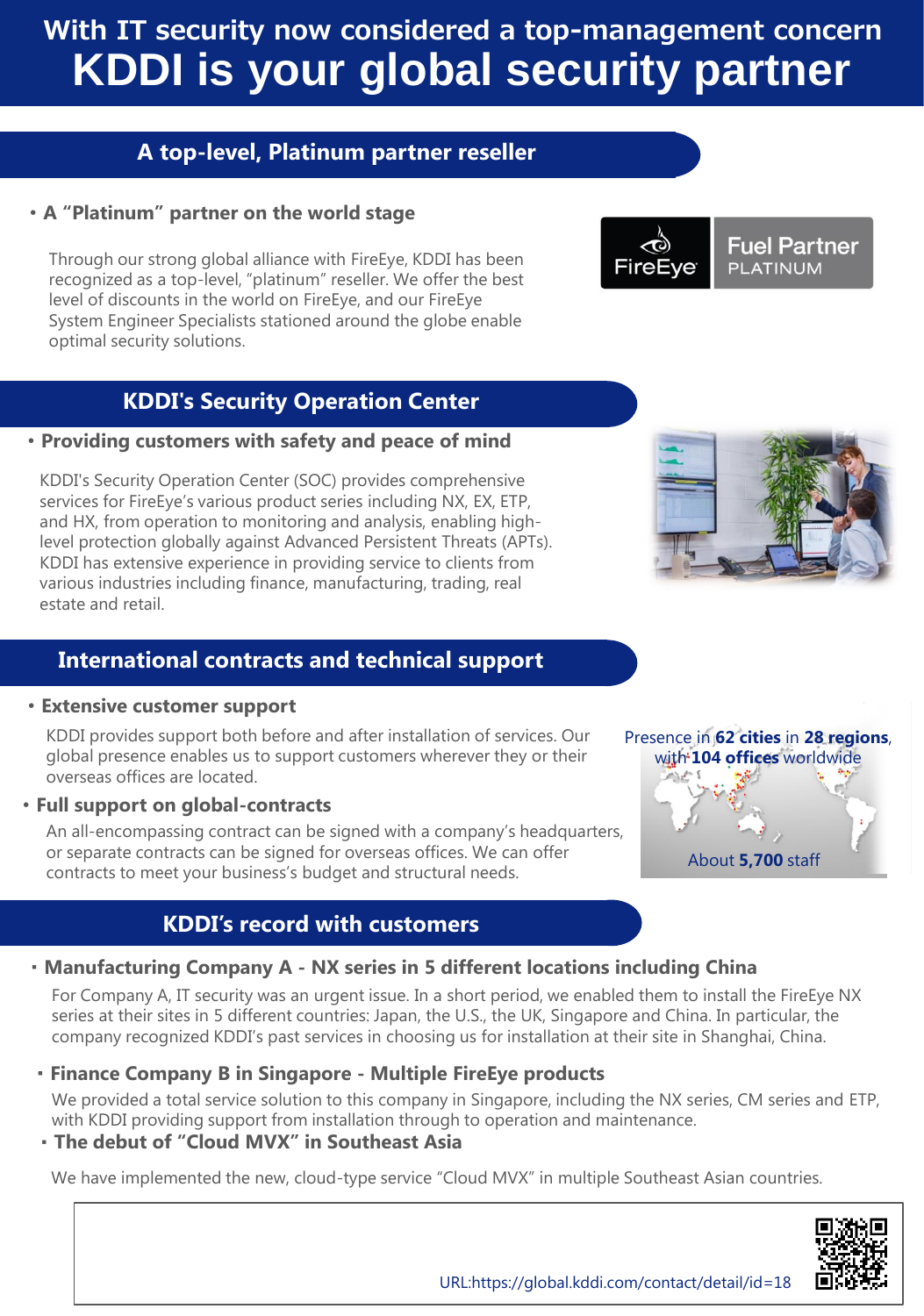# With IT security now considered a top-management concern KDDI is your global security partner

## A top-level, Platinum partner reseller

### • A "Platinum" partner on the world stage

Through our strong global alliance with FireEye, KDDI has been recognized as a top-level, "platinum" reseller. We offer the best level of discounts in the world on FireEye, and our FireEye System Engineer Specialists stationed around the globe enable optimal security solutions.

FireEye Fuel Partner PLATINUM

## KDDI's Security Operation Center

### • Providing customers with safety and peace of mind

KDDI's Security Operation Center (SOC) provides comprehensive services for FireEye's various product series including NX, EX, ETP, and HX, from operation to monitoring and analysis, enabling high-level protection globally against Advanced Persistent Threats (APTs). KDDI has extensive experience in providing service to clients from various industries including finance, manufacturing, trading, real estate and retail.

## International contracts and technical support

### • Extensive customer support

KDDI provides support both before and after installation of services. Our global presence enables us to support customers wherever they or their overseas offices are located.

### • Full support on global-contracts

An all-encompassing contract can be signed with a company's headquarters, or separate contracts can be signed for overseas offices. We can offer contracts to meet your business's budget and structural needs.

Presence in **62 cities** in **28 regions**, with **104 offices** worldwide

About **5,700** staff

## KDDI's record with customers

### ・Manufacturing Company A - NX series in 5 different locations including China

For Company A, IT security was an urgent issue. In a short period, we enabled them to install the FireEye NX series at their sites in 5 different countries: Japan, the U.S., the UK, Singapore and China. In particular, the company recognized KDDI's past services in choosing us for installation at their site in Shanghai, China.

### ・Finance Company B in Singapore - Multiple FireEye products

We provided a total service solution to this company in Singapore, including the NX series, CM series and ETP, with KDDI providing support from installation through to operation and maintenance.

### ・The debut of "Cloud MVX" in Southeast Asia

We have implemented the new, cloud-type service "Cloud MVX" in multiple Southeast Asian countries.

URL:https://global.kddi.com/contact/detail/id=18